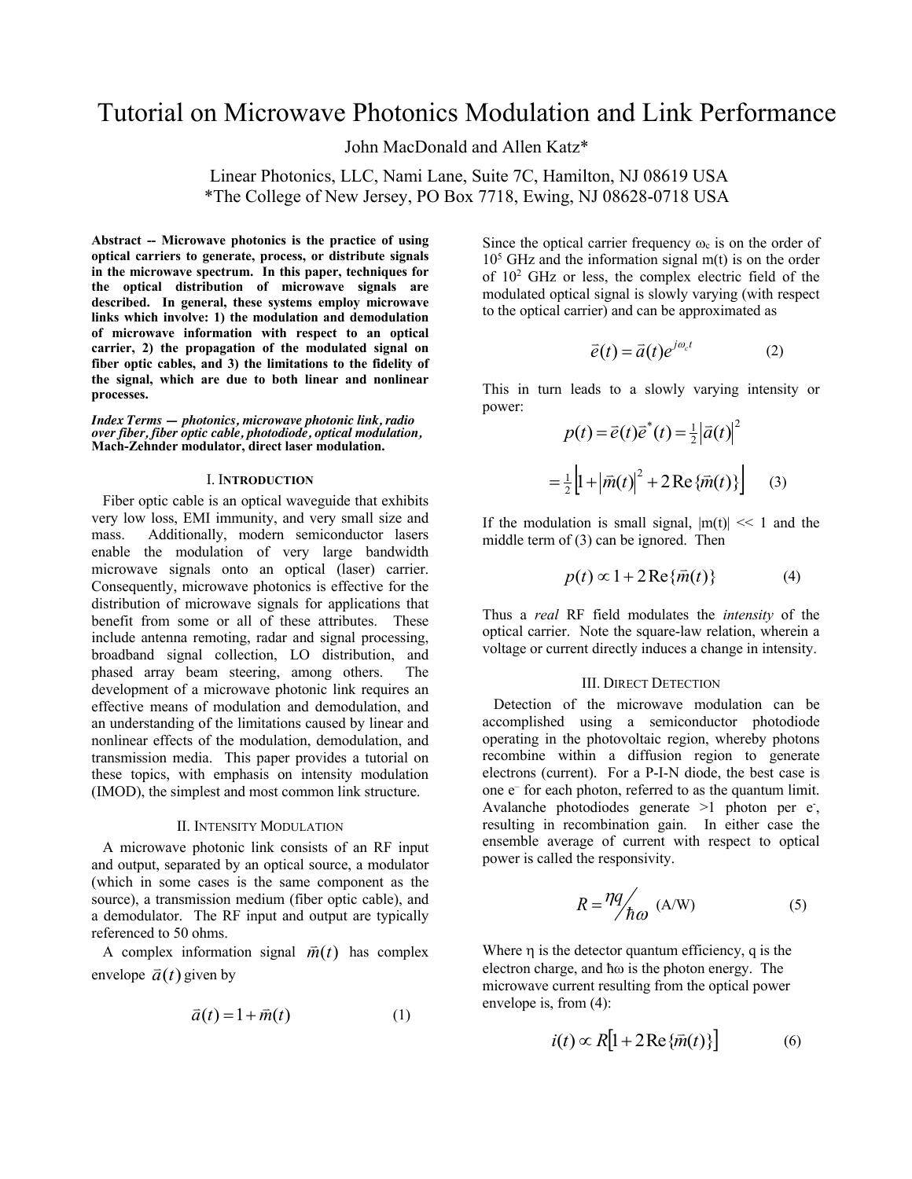# Tutorial on Microwave Photonics Modulation and Link Performance

John MacDonald and Allen Katz*

Linear Photonics, LLC, Nami Lane, Suite 7C, Hamilton, NJ 08619 USA
*The College of New Jersey, PO Box 7718, Ewing, NJ 08628-0718 USA

**Abstract -- Microwave photonics is the practice of using optical carriers to generate, process, or distribute signals in the microwave spectrum. In this paper, techniques for the optical distribution of microwave signals are described. In general, these systems employ microwave links which involve: 1) the modulation and demodulation of microwave information with respect to an optical carrier, 2) the propagation of the modulated signal on fiber optic cables, and 3) the limitations to the fidelity of the signal, which are due to both linear and nonlinear processes.**

***Index Terms — photonics, microwave photonic link, radio over fiber, fiber optic cable, photodiode, optical modulation,* Mach-Zehnder modulator, direct laser modulation.**

## I. Introduction

Fiber optic cable is an optical waveguide that exhibits very low loss, EMI immunity, and very small size and mass. Additionally, modern semiconductor lasers enable the modulation of very large bandwidth microwave signals onto an optical (laser) carrier. Consequently, microwave photonics is effective for the distribution of microwave signals for applications that benefit from some or all of these attributes. These include antenna remoting, radar and signal processing, broadband signal collection, LO distribution, and phased array beam steering, among others. The development of a microwave photonic link requires an effective means of modulation and demodulation, and an understanding of the limitations caused by linear and nonlinear effects of the modulation, demodulation, and transmission media. This paper provides a tutorial on these topics, with emphasis on intensity modulation (IMOD), the simplest and most common link structure.

## II. Intensity Modulation

A microwave photonic link consists of an RF input and output, separated by an optical source, a modulator (which in some cases is the same component as the source), a transmission medium (fiber optic cable), and a demodulator. The RF input and output are typically referenced to 50 ohms.

A complex information signal $\vec{m}(t)$ has complex envelope $\vec{a}(t)$ given by

$$\vec{a}(t) = 1 + \vec{m}(t) \tag{1}$$

Since the optical carrier frequency $\omega_c$ is on the order of $10^5$ GHz and the information signal m(t) is on the order of $10^2$ GHz or less, the complex electric field of the modulated optical signal is slowly varying (with respect to the optical carrier) and can be approximated as

$$\vec{e}(t) = \vec{a}(t)e^{j\omega_c t} \tag{2}$$

This in turn leads to a slowly varying intensity or power:

$$p(t) = \vec{e}(t)\vec{e}^*(t) = \tfrac{1}{2}\left|\vec{a}(t)\right|^2$$

$$= \tfrac{1}{2}\left[1 + \left|\vec{m}(t)\right|^2 + 2\,\mathrm{Re}\{\vec{m}(t)\}\right] \tag{3}$$

If the modulation is small signal, $|m(t)| \ll 1$ and the middle term of (3) can be ignored. Then

$$p(t) \propto 1 + 2\,\mathrm{Re}\{\vec{m}(t)\} \tag{4}$$

Thus a *real* RF field modulates the *intensity* of the optical carrier. Note the square-law relation, wherein a voltage or current directly induces a change in intensity.

## III. Direct Detection

Detection of the microwave modulation can be accomplished using a semiconductor photodiode operating in the photovoltaic region, whereby photons recombine within a diffusion region to generate electrons (current). For a P-I-N diode, the best case is one $e^-$ for each photon, referred to as the quantum limit. Avalanche photodiodes generate >1 photon per $e^-$, resulting in recombination gain. In either case the ensemble average of current with respect to optical power is called the responsivity.

$$R = \eta q / \hbar\omega \quad \text{(A/W)} \tag{5}$$

Where η is the detector quantum efficiency, q is the electron charge, and ħω is the photon energy. The microwave current resulting from the optical power envelope is, from (4):

$$i(t) \propto R\left[1 + 2\,\mathrm{Re}\{\vec{m}(t)\}\right] \tag{6}$$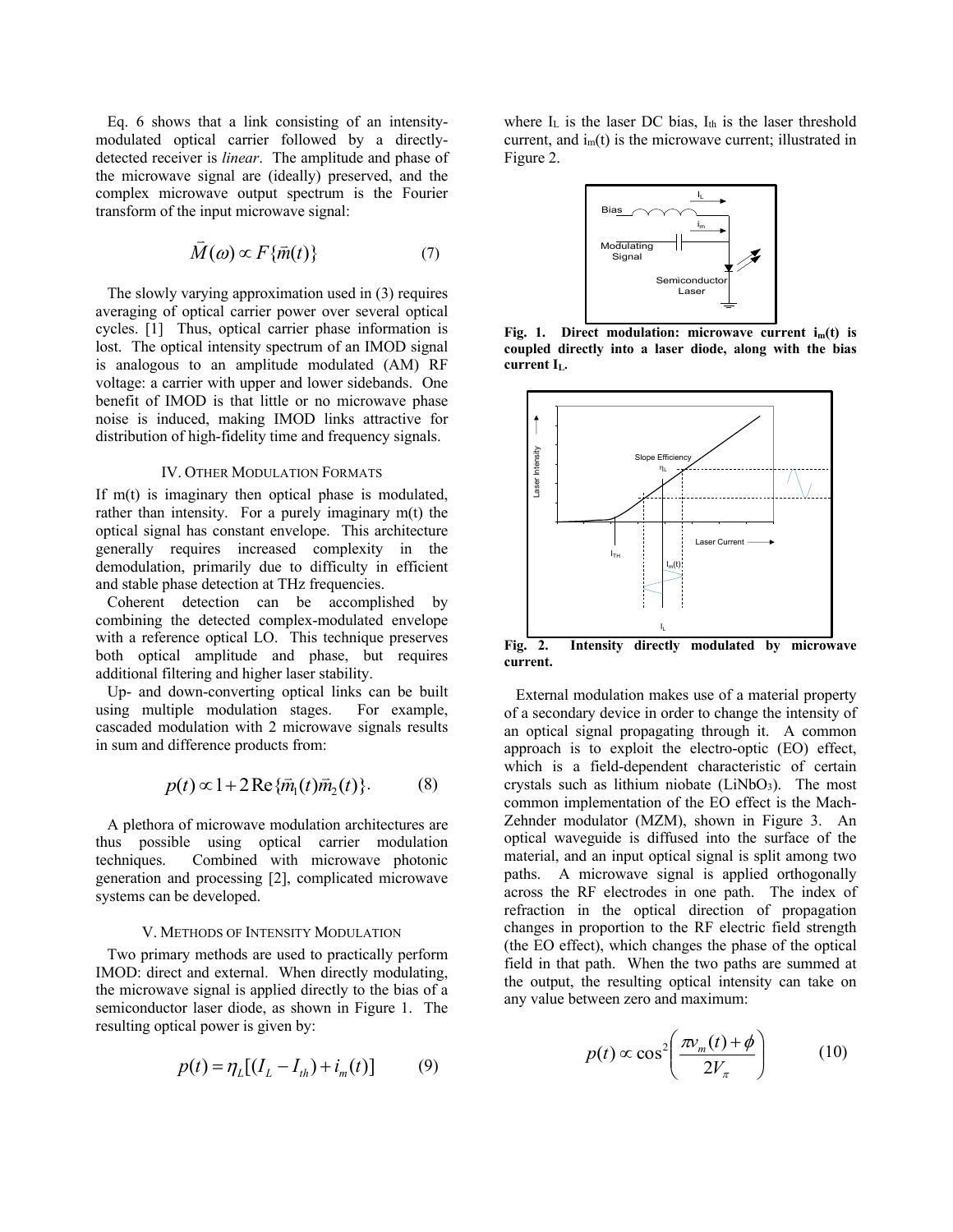Eq. 6 shows that a link consisting of an intensity-modulated optical carrier followed by a directly-detected receiver is *linear*. The amplitude and phase of the microwave signal are (ideally) preserved, and the complex microwave output spectrum is the Fourier transform of the input microwave signal:

$$\vec{M}(\omega) \propto F\{\vec{m}(t)\} \tag{7}$$

The slowly varying approximation used in (3) requires averaging of optical carrier power over several optical cycles. [1] Thus, optical carrier phase information is lost. The optical intensity spectrum of an IMOD signal is analogous to an amplitude modulated (AM) RF voltage: a carrier with upper and lower sidebands. One benefit of IMOD is that little or no microwave phase noise is induced, making IMOD links attractive for distribution of high-fidelity time and frequency signals.

## IV. Other Modulation Formats

If m(t) is imaginary then optical phase is modulated, rather than intensity. For a purely imaginary m(t) the optical signal has constant envelope. This architecture generally requires increased complexity in the demodulation, primarily due to difficulty in efficient and stable phase detection at THz frequencies.

Coherent detection can be accomplished by combining the detected complex-modulated envelope with a reference optical LO. This technique preserves both optical amplitude and phase, but requires additional filtering and higher laser stability.

Up- and down-converting optical links can be built using multiple modulation stages. For example, cascaded modulation with 2 microwave signals results in sum and difference products from:

$$p(t) \propto 1 + 2\,\mathrm{Re}\{\vec{m}_1(t)\vec{m}_2(t)\}. \tag{8}$$

A plethora of microwave modulation architectures are thus possible using optical carrier modulation techniques. Combined with microwave photonic generation and processing [2], complicated microwave systems can be developed.

## V. Methods of Intensity Modulation

Two primary methods are used to practically perform IMOD: direct and external. When directly modulating, the microwave signal is applied directly to the bias of a semiconductor laser diode, as shown in Figure 1. The resulting optical power is given by:

$$p(t) = \eta_L[(I_L - I_{th}) + i_m(t)] \tag{9}$$

where $I_L$ is the laser DC bias, $I_{th}$ is the laser threshold current, and $i_m(t)$ is the microwave current; illustrated in Figure 2.

**Fig. 1. Direct modulation: microwave current $i_m(t)$ is coupled directly into a laser diode, along with the bias current $I_L$.**

**Fig. 2. Intensity directly modulated by microwave current.**

External modulation makes use of a material property of a secondary device in order to change the intensity of an optical signal propagating through it. A common approach is to exploit the electro-optic (EO) effect, which is a field-dependent characteristic of certain crystals such as lithium niobate ($LiNbO_3$). The most common implementation of the EO effect is the Mach-Zehnder modulator (MZM), shown in Figure 3. An optical waveguide is diffused into the surface of the material, and an input optical signal is split among two paths. A microwave signal is applied orthogonally across the RF electrodes in one path. The index of refraction in the optical direction of propagation changes in proportion to the RF electric field strength (the EO effect), which changes the phase of the optical field in that path. When the two paths are summed at the output, the resulting optical intensity can take on any value between zero and maximum:

$$p(t) \propto \cos^2\left(\frac{\pi v_m(t) + \phi}{2V_\pi}\right) \tag{10}$$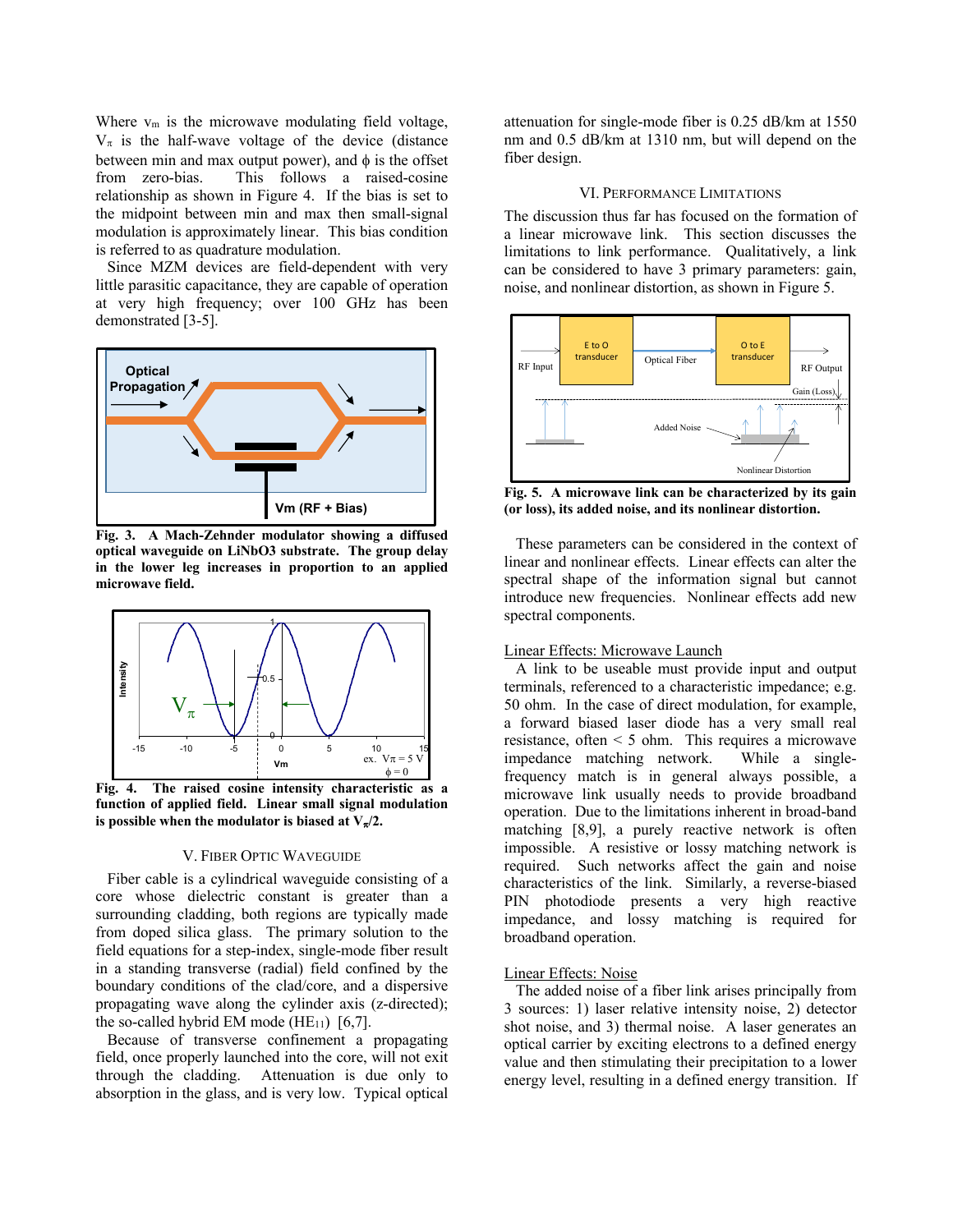Where $v_m$ is the microwave modulating field voltage, $V_\pi$ is the half-wave voltage of the device (distance between min and max output power), and $\phi$ is the offset from zero-bias. This follows a raised-cosine relationship as shown in Figure 4. If the bias is set to the midpoint between min and max then small-signal modulation is approximately linear. This bias condition is referred to as quadrature modulation.

Since MZM devices are field-dependent with very little parasitic capacitance, they are capable of operation at very high frequency; over 100 GHz has been demonstrated [3-5].

**Fig. 3. A Mach-Zehnder modulator showing a diffused optical waveguide on LiNbO3 substrate. The group delay in the lower leg increases in proportion to an applied microwave field.**

**Fig. 4. The raised cosine intensity characteristic as a function of applied field. Linear small signal modulation is possible when the modulator is biased at $V_\pi/2$.**

## V. Fiber Optic Waveguide

Fiber cable is a cylindrical waveguide consisting of a core whose dielectric constant is greater than a surrounding cladding, both regions are typically made from doped silica glass. The primary solution to the field equations for a step-index, single-mode fiber result in a standing transverse (radial) field confined by the boundary conditions of the clad/core, and a dispersive propagating wave along the cylinder axis (z-directed); the so-called hybrid EM mode ($HE_{11}$) [6,7].

Because of transverse confinement a propagating field, once properly launched into the core, will not exit through the cladding. Attenuation is due only to absorption in the glass, and is very low. Typical optical attenuation for single-mode fiber is 0.25 dB/km at 1550 nm and 0.5 dB/km at 1310 nm, but will depend on the fiber design.

## VI. Performance Limitations

The discussion thus far has focused on the formation of a linear microwave link. This section discusses the limitations to link performance. Qualitatively, a link can be considered to have 3 primary parameters: gain, noise, and nonlinear distortion, as shown in Figure 5.

**Fig. 5. A microwave link can be characterized by its gain (or loss), its added noise, and its nonlinear distortion.**

These parameters can be considered in the context of linear and nonlinear effects. Linear effects can alter the spectral shape of the information signal but cannot introduce new frequencies. Nonlinear effects add new spectral components.

### Linear Effects: Microwave Launch

A link to be useable must provide input and output terminals, referenced to a characteristic impedance; e.g. 50 ohm. In the case of direct modulation, for example, a forward biased laser diode has a very small real resistance, often < 5 ohm. This requires a microwave impedance matching network. While a single-frequency match is in general always possible, a microwave link usually needs to provide broadband operation. Due to the limitations inherent in broad-band matching [8,9], a purely reactive network is often impossible. A resistive or lossy matching network is required. Such networks affect the gain and noise characteristics of the link. Similarly, a reverse-biased PIN photodiode presents a very high reactive impedance, and lossy matching is required for broadband operation.

### Linear Effects: Noise

The added noise of a fiber link arises principally from 3 sources: 1) laser relative intensity noise, 2) detector shot noise, and 3) thermal noise. A laser generates an optical carrier by exciting electrons to a defined energy value and then stimulating their precipitation to a lower energy level, resulting in a defined energy transition. If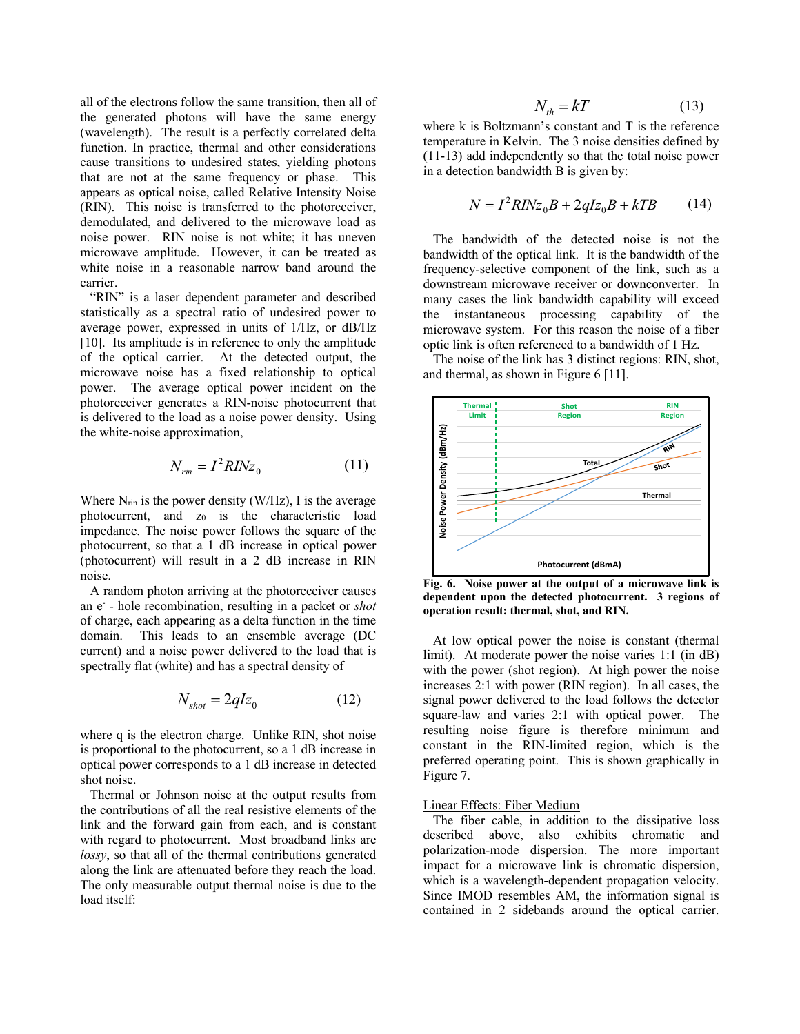all of the electrons follow the same transition, then all of the generated photons will have the same energy (wavelength). The result is a perfectly correlated delta function. In practice, thermal and other considerations cause transitions to undesired states, yielding photons that are not at the same frequency or phase. This appears as optical noise, called Relative Intensity Noise (RIN). This noise is transferred to the photoreceiver, demodulated, and delivered to the microwave load as noise power. RIN noise is not white; it has uneven microwave amplitude. However, it can be treated as white noise in a reasonable narrow band around the carrier.

"RIN" is a laser dependent parameter and described statistically as a spectral ratio of undesired power to average power, expressed in units of 1/Hz, or dB/Hz [10]. Its amplitude is in reference to only the amplitude of the optical carrier. At the detected output, the microwave noise has a fixed relationship to optical power. The average optical power incident on the photoreceiver generates a RIN-noise photocurrent that is delivered to the load as a noise power density. Using the white-noise approximation,

$$N_{rin} = I^2 RIN z_0 \tag{11}$$

Where $N_{rin}$ is the power density (W/Hz), I is the average photocurrent, and $z_0$ is the characteristic load impedance. The noise power follows the square of the photocurrent, so that a 1 dB increase in optical power (photocurrent) will result in a 2 dB increase in RIN noise.

A random photon arriving at the photoreceiver causes an $e^-$ - hole recombination, resulting in a packet or *shot* of charge, each appearing as a delta function in the time domain. This leads to an ensemble average (DC current) and a noise power delivered to the load that is spectrally flat (white) and has a spectral density of

$$N_{shot} = 2qIz_0 \tag{12}$$

where q is the electron charge. Unlike RIN, shot noise is proportional to the photocurrent, so a 1 dB increase in optical power corresponds to a 1 dB increase in detected shot noise.

Thermal or Johnson noise at the output results from the contributions of all the real resistive elements of the link and the forward gain from each, and is constant with regard to photocurrent. Most broadband links are *lossy*, so that all of the thermal contributions generated along the link are attenuated before they reach the load. The only measurable output thermal noise is due to the load itself:

$$N_{th} = kT \tag{13}$$

where k is Boltzmann's constant and T is the reference temperature in Kelvin. The 3 noise densities defined by (11-13) add independently so that the total noise power in a detection bandwidth B is given by:

$$N = I^2 RIN z_0 B + 2qIz_0 B + kTB \tag{14}$$

The bandwidth of the detected noise is not the bandwidth of the optical link. It is the bandwidth of the frequency-selective component of the link, such as a downstream microwave receiver or downconverter. In many cases the link bandwidth capability will exceed the instantaneous processing capability of the microwave system. For this reason the noise of a fiber optic link is often referenced to a bandwidth of 1 Hz.

The noise of the link has 3 distinct regions: RIN, shot, and thermal, as shown in Figure 6 [11].

**Fig. 6. Noise power at the output of a microwave link is dependent upon the detected photocurrent. 3 regions of operation result: thermal, shot, and RIN.**

At low optical power the noise is constant (thermal limit). At moderate power the noise varies 1:1 (in dB) with the power (shot region). At high power the noise increases 2:1 with power (RIN region). In all cases, the signal power delivered to the load follows the detector square-law and varies 2:1 with optical power. The resulting noise figure is therefore minimum and constant in the RIN-limited region, which is the preferred operating point. This is shown graphically in Figure 7.

### Linear Effects: Fiber Medium

The fiber cable, in addition to the dissipative loss described above, also exhibits chromatic and polarization-mode dispersion. The more important impact for a microwave link is chromatic dispersion, which is a wavelength-dependent propagation velocity. Since IMOD resembles AM, the information signal is contained in 2 sidebands around the optical carrier.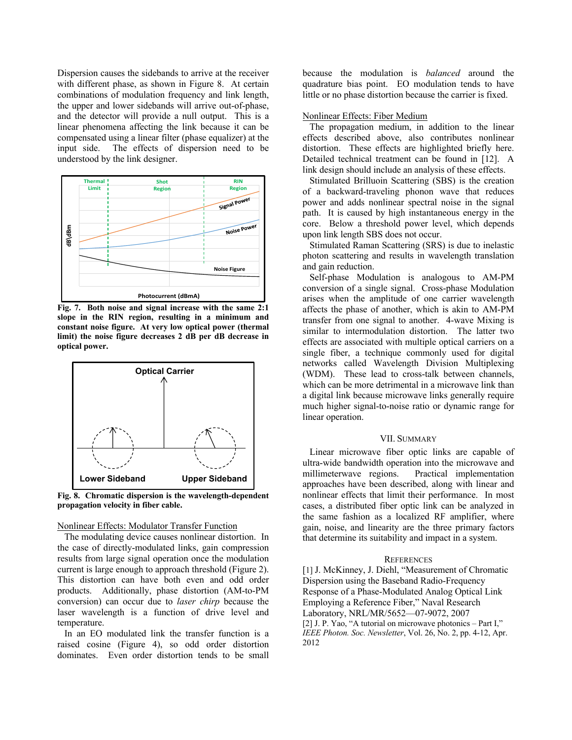Dispersion causes the sidebands to arrive at the receiver with different phase, as shown in Figure 8. At certain combinations of modulation frequency and link length, the upper and lower sidebands will arrive out-of-phase, and the detector will provide a null output. This is a linear phenomena affecting the link because it can be compensated using a linear filter (phase equalizer) at the input side. The effects of dispersion need to be understood by the link designer.

**Fig. 7. Both noise and signal increase with the same 2:1 slope in the RIN region, resulting in a minimum and constant noise figure. At very low optical power (thermal limit) the noise figure decreases 2 dB per dB decrease in optical power.**

**Fig. 8. Chromatic dispersion is the wavelength-dependent propagation velocity in fiber cable.**

Nonlinear Effects: Modulator Transfer Function

The modulating device causes nonlinear distortion. In the case of directly-modulated links, gain compression results from large signal operation once the modulation current is large enough to approach threshold (Figure 2). This distortion can have both even and odd order products. Additionally, phase distortion (AM-to-PM conversion) can occur due to *laser chirp* because the laser wavelength is a function of drive level and temperature.

In an EO modulated link the transfer function is a raised cosine (Figure 4), so odd order distortion dominates. Even order distortion tends to be small because the modulation is *balanced* around the quadrature bias point. EO modulation tends to have little or no phase distortion because the carrier is fixed.

Nonlinear Effects: Fiber Medium

The propagation medium, in addition to the linear effects described above, also contributes nonlinear distortion. These effects are highlighted briefly here. Detailed technical treatment can be found in [12]. A link design should include an analysis of these effects.

Stimulated Brillouin Scattering (SBS) is the creation of a backward-traveling phonon wave that reduces power and adds nonlinear spectral noise in the signal path. It is caused by high instantaneous energy in the core. Below a threshold power level, which depends upon link length SBS does not occur.

Stimulated Raman Scattering (SRS) is due to inelastic photon scattering and results in wavelength translation and gain reduction.

Self-phase Modulation is analogous to AM-PM conversion of a single signal. Cross-phase Modulation arises when the amplitude of one carrier wavelength affects the phase of another, which is akin to AM-PM transfer from one signal to another. 4-wave Mixing is similar to intermodulation distortion. The latter two effects are associated with multiple optical carriers on a single fiber, a technique commonly used for digital networks called Wavelength Division Multiplexing (WDM). These lead to cross-talk between channels, which can be more detrimental in a microwave link than a digital link because microwave links generally require much higher signal-to-noise ratio or dynamic range for linear operation.

## VII. Summary

Linear microwave fiber optic links are capable of ultra-wide bandwidth operation into the microwave and millimeterwave regions. Practical implementation approaches have been described, along with linear and nonlinear effects that limit their performance. In most cases, a distributed fiber optic link can be analyzed in the same fashion as a localized RF amplifier, where gain, noise, and linearity are the three primary factors that determine its suitability and impact in a system.

## References

[1] J. McKinney, J. Diehl, "Measurement of Chromatic Dispersion using the Baseband Radio-Frequency Response of a Phase-Modulated Analog Optical Link Employing a Reference Fiber," Naval Research Laboratory, NRL/MR/5652—07-9072, 2007

[2] J. P. Yao, "A tutorial on microwave photonics – Part I," *IEEE Photon. Soc. Newsletter*, Vol. 26, No. 2, pp. 4-12, Apr. 2012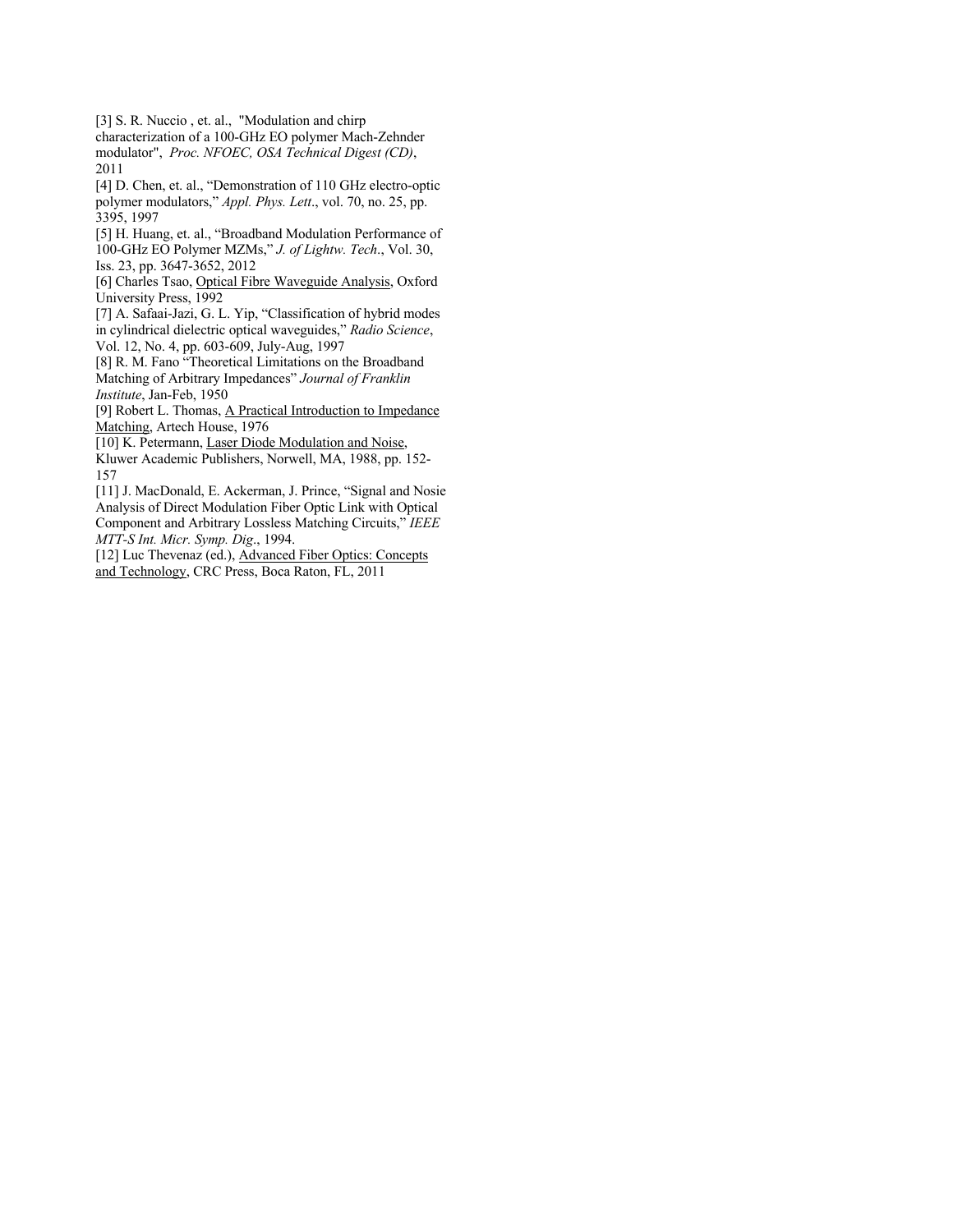[3] S. R. Nuccio , et. al., "Modulation and chirp characterization of a 100-GHz EO polymer Mach-Zehnder modulator", *Proc. NFOEC, OSA Technical Digest (CD)*, 2011

[4] D. Chen, et. al., "Demonstration of 110 GHz electro-optic polymer modulators," *Appl. Phys. Lett*., vol. 70, no. 25, pp. 3395, 1997

[5] H. Huang, et. al., "Broadband Modulation Performance of 100-GHz EO Polymer MZMs," *J. of Lightw. Tech*., Vol. 30, Iss. 23, pp. 3647-3652, 2012

[6] Charles Tsao, <u>Optical Fibre Waveguide Analysis</u>, Oxford University Press, 1992

[7] A. Safaai-Jazi, G. L. Yip, "Classification of hybrid modes in cylindrical dielectric optical waveguides," *Radio Science*, Vol. 12, No. 4, pp. 603-609, July-Aug, 1997

[8] R. M. Fano "Theoretical Limitations on the Broadband Matching of Arbitrary Impedances" *Journal of Franklin Institute*, Jan-Feb, 1950

[9] Robert L. Thomas, <u>A Practical Introduction to Impedance Matching</u>, Artech House, 1976

[10] K. Petermann, <u>Laser Diode Modulation and Noise</u>, Kluwer Academic Publishers, Norwell, MA, 1988, pp. 152-157

[11] J. MacDonald, E. Ackerman, J. Prince, "Signal and Nosie Analysis of Direct Modulation Fiber Optic Link with Optical Component and Arbitrary Lossless Matching Circuits," *IEEE MTT-S Int. Micr. Symp. Dig*., 1994.

[12] Luc Thevenaz (ed.), <u>Advanced Fiber Optics: Concepts and Technology</u>, CRC Press, Boca Raton, FL, 2011